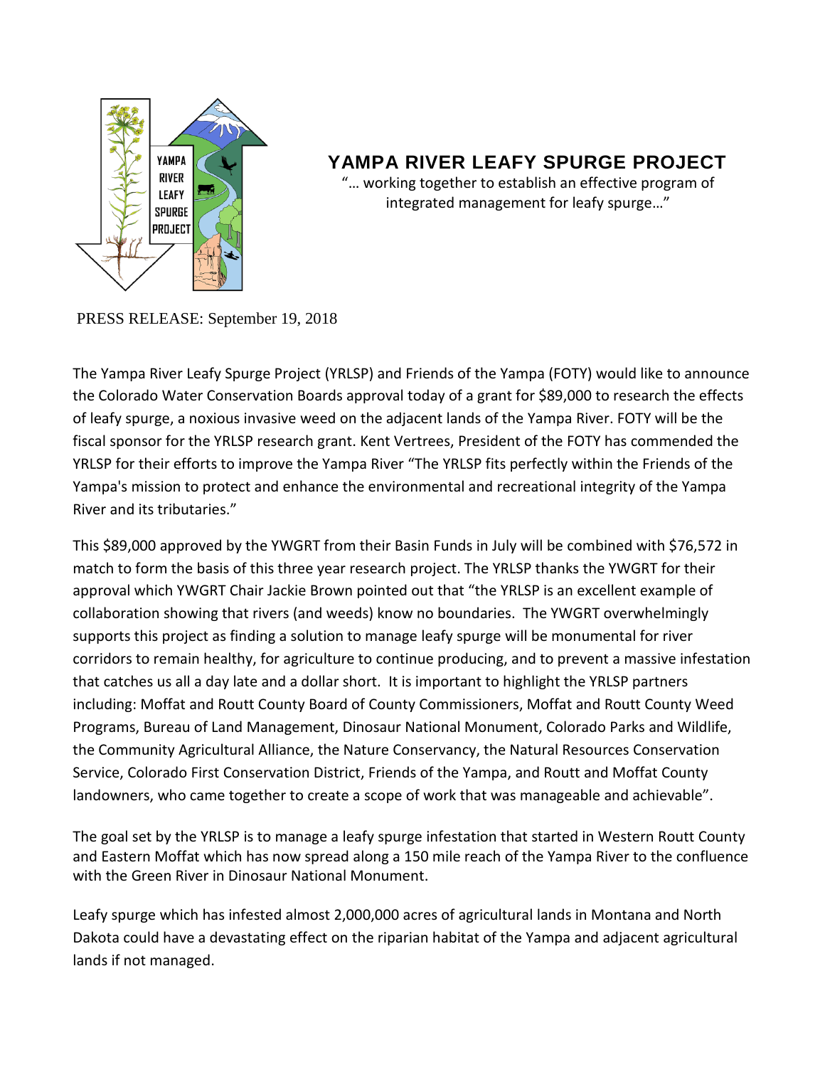# YAMPA RIVER LEAFY SPURGE PROJECT

"… working together to establish an effective program of integrated management for leafy spurge…"

PRESS RELEASE: September 19, 2018

The Yampa River Leafy Spurge Project (YRLSP) and Friends of the Yampa (FOTY) would like to announce the Colorado Water Conservation Boards approval today of a grant for $89,000 to research the effects of leafy spurge, a noxious invasive weed on the adjacent lands of the Yampa River. FOTY will be the fiscal sponsor for the YRLSP research grant. Kent Vertrees, President of the FOTY has commended the YRLSP for their efforts to improve the Yampa River "The YRLSP fits perfectly within the Friends of the Yampa's mission to protect and enhance the environmental and recreational integrity of the Yampa River and its tributaries."

This $89,000 approved by the YWGRT from their Basin Funds in July will be combined with $76,572 in match to form the basis of this three year research project. The YRLSP thanks the YWGRT for their approval which YWGRT Chair Jackie Brown pointed out that "the YRLSP is an excellent example of collaboration showing that rivers (and weeds) know no boundaries. The YWGRT overwhelmingly supports this project as finding a solution to manage leafy spurge will be monumental for river corridors to remain healthy, for agriculture to continue producing, and to prevent a massive infestation that catches us all a day late and a dollar short. It is important to highlight the YRLSP partners including: Moffat and Routt County Board of County Commissioners, Moffat and Routt County Weed Programs, Bureau of Land Management, Dinosaur National Monument, Colorado Parks and Wildlife, the Community Agricultural Alliance, the Nature Conservancy, the Natural Resources Conservation Service, Colorado First Conservation District, Friends of the Yampa, and Routt and Moffat County landowners, who came together to create a scope of work that was manageable and achievable".

The goal set by the YRLSP is to manage a leafy spurge infestation that started in Western Routt County and Eastern Moffat which has now spread along a 150 mile reach of the Yampa River to the confluence with the Green River in Dinosaur National Monument.

Leafy spurge which has infested almost 2,000,000 acres of agricultural lands in Montana and North Dakota could have a devastating effect on the riparian habitat of the Yampa and adjacent agricultural lands if not managed.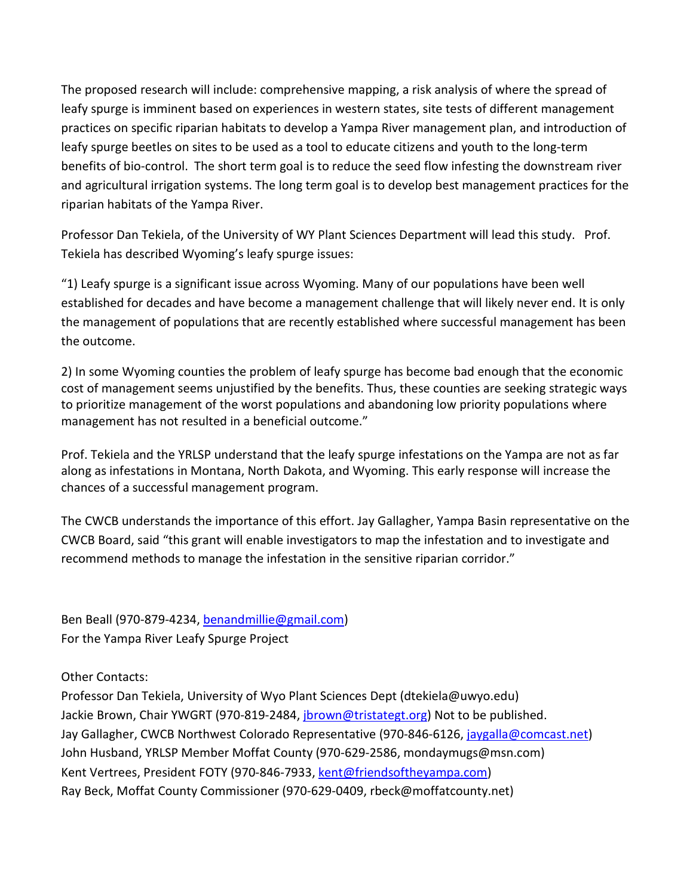The proposed research will include: comprehensive mapping, a risk analysis of where the spread of leafy spurge is imminent based on experiences in western states, site tests of different management practices on specific riparian habitats to develop a Yampa River management plan, and introduction of leafy spurge beetles on sites to be used as a tool to educate citizens and youth to the long-term benefits of bio-control. The short term goal is to reduce the seed flow infesting the downstream river and agricultural irrigation systems. The long term goal is to develop best management practices for the riparian habitats of the Yampa River.

Professor Dan Tekiela, of the University of WY Plant Sciences Department will lead this study. Prof. Tekiela has described Wyoming's leafy spurge issues:

"1) Leafy spurge is a significant issue across Wyoming. Many of our populations have been well established for decades and have become a management challenge that will likely never end. It is only the management of populations that are recently established where successful management has been the outcome.

2) In some Wyoming counties the problem of leafy spurge has become bad enough that the economic cost of management seems unjustified by the benefits. Thus, these counties are seeking strategic ways to prioritize management of the worst populations and abandoning low priority populations where management has not resulted in a beneficial outcome."

Prof. Tekiela and the YRLSP understand that the leafy spurge infestations on the Yampa are not as far along as infestations in Montana, North Dakota, and Wyoming. This early response will increase the chances of a successful management program.

The CWCB understands the importance of this effort. Jay Gallagher, Yampa Basin representative on the CWCB Board, said "this grant will enable investigators to map the infestation and to investigate and recommend methods to manage the infestation in the sensitive riparian corridor."

Ben Beall (970-879-4234, benandmillie@gmail.com)
For the Yampa River Leafy Spurge Project

Other Contacts:
Professor Dan Tekiela, University of Wyo Plant Sciences Dept (dtekiela@uwyo.edu)
Jackie Brown, Chair YWGRT (970-819-2484, jbrown@tristategt.org) Not to be published.
Jay Gallagher, CWCB Northwest Colorado Representative (970-846-6126, jaygalla@comcast.net)
John Husband, YRLSP Member Moffat County (970-629-2586, mondaymugs@msn.com)
Kent Vertrees, President FOTY (970-846-7933, kent@friendsoftheyampa.com)
Ray Beck, Moffat County Commissioner (970-629-0409, rbeck@moffatcounty.net)